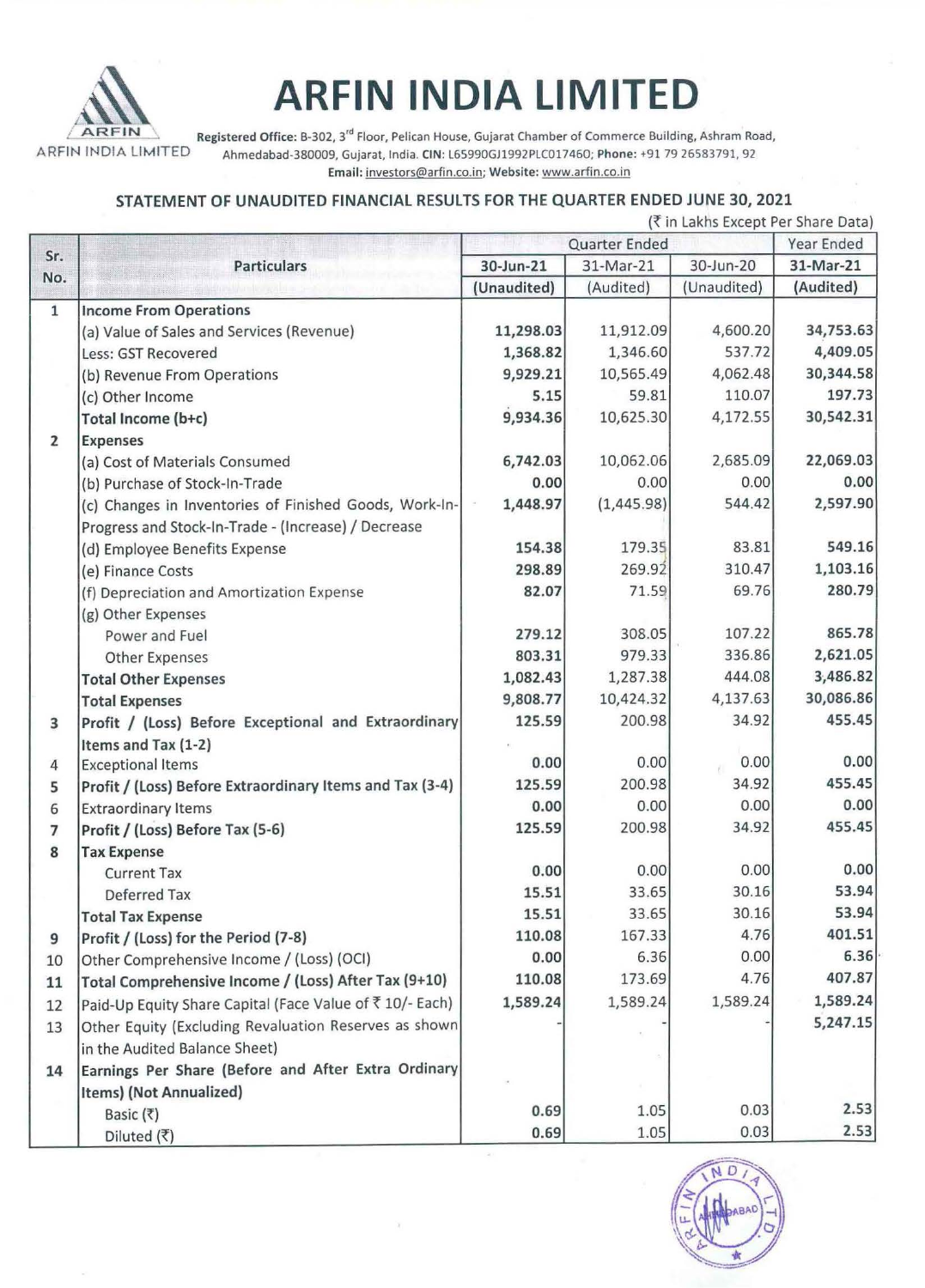# ARFIN INDIA LIMITED

ARFIN INDIA LIMITED

**Registered Office:** B-302, 3rd Floor, Pelican House, Gujarat Chamber of Commerce Building, Ashram Road, Ahmedabad-380009, Gujarat, India. **CIN:** L65990GJ1992PLC017460; **Phone:** +91 79 26583791, 92
**Email:** investors@arfin.co.in; **Website:** www.arfin.co.in

## STATEMENT OF UNAUDITED FINANCIAL RESULTS FOR THE QUARTER ENDED JUNE 30, 2021

(₹ in Lakhs Except Per Share Data)

| Sr. No. | Particulars | Quarter Ended | | | Year Ended |
|---|---|---|---|---|---|
| | | 30-Jun-21 | 31-Mar-21 | 30-Jun-20 | 31-Mar-21 |
| | | (Unaudited) | (Audited) | (Unaudited) | (Audited) |
| 1 | **Income From Operations** | | | | |
| | (a) Value of Sales and Services (Revenue) | 11,298.03 | 11,912.09 | 4,600.20 | 34,753.63 |
| | Less: GST Recovered | 1,368.82 | 1,346.60 | 537.72 | 4,409.05 |
| | (b) Revenue From Operations | 9,929.21 | 10,565.49 | 4,062.48 | 30,344.58 |
| | (c) Other Income | 5.15 | 59.81 | 110.07 | 197.73 |
| | **Total Income (b+c)** | 9,934.36 | 10,625.30 | 4,172.55 | 30,542.31 |
| 2 | **Expenses** | | | | |
| | (a) Cost of Materials Consumed | 6,742.03 | 10,062.06 | 2,685.09 | 22,069.03 |
| | (b) Purchase of Stock-In-Trade | 0.00 | 0.00 | 0.00 | 0.00 |
| | (c) Changes in Inventories of Finished Goods, Work-In-Progress and Stock-In-Trade - (Increase) / Decrease | 1,448.97 | (1,445.98) | 544.42 | 2,597.90 |
| | (d) Employee Benefits Expense | 154.38 | 179.35 | 83.81 | 549.16 |
| | (e) Finance Costs | 298.89 | 269.92 | 310.47 | 1,103.16 |
| | (f) Depreciation and Amortization Expense | 82.07 | 71.59 | 69.76 | 280.79 |
| | (g) Other Expenses | | | | |
| | Power and Fuel | 279.12 | 308.05 | 107.22 | 865.78 |
| | Other Expenses | 803.31 | 979.33 | 336.86 | 2,621.05 |
| | **Total Other Expenses** | 1,082.43 | 1,287.38 | 444.08 | 3,486.82 |
| | **Total Expenses** | 9,808.77 | 10,424.32 | 4,137.63 | 30,086.86 |
| 3 | **Profit / (Loss) Before Exceptional and Extraordinary Items and Tax (1-2)** | 125.59 | 200.98 | 34.92 | 455.45 |
| 4 | Exceptional Items | 0.00 | 0.00 | 0.00 | 0.00 |
| 5 | **Profit / (Loss) Before Extraordinary Items and Tax (3-4)** | 125.59 | 200.98 | 34.92 | 455.45 |
| 6 | Extraordinary Items | 0.00 | 0.00 | 0.00 | 0.00 |
| 7 | **Profit / (Loss) Before Tax (5-6)** | 125.59 | 200.98 | 34.92 | 455.45 |
| 8 | **Tax Expense** | | | | |
| | Current Tax | 0.00 | 0.00 | 0.00 | 0.00 |
| | Deferred Tax | 15.51 | 33.65 | 30.16 | 53.94 |
| | **Total Tax Expense** | 15.51 | 33.65 | 30.16 | 53.94 |
| 9 | **Profit / (Loss) for the Period (7-8)** | 110.08 | 167.33 | 4.76 | 401.51 |
| 10 | Other Comprehensive Income / (Loss) (OCI) | 0.00 | 6.36 | 0.00 | 6.36 |
| 11 | **Total Comprehensive Income / (Loss) After Tax (9+10)** | 110.08 | 173.69 | 4.76 | 407.87 |
| 12 | Paid-Up Equity Share Capital (Face Value of ₹ 10/- Each) | 1,589.24 | 1,589.24 | 1,589.24 | 1,589.24 |
| 13 | Other Equity (Excluding Revaluation Reserves as shown in the Audited Balance Sheet) | - | - | - | 5,247.15 |
| 14 | **Earnings Per Share (Before and After Extra Ordinary Items) (Not Annualized)** | | | | |
| | Basic (₹) | 0.69 | 1.05 | 0.03 | 2.53 |
| | Diluted (₹) | 0.69 | 1.05 | 0.03 | 2.53 |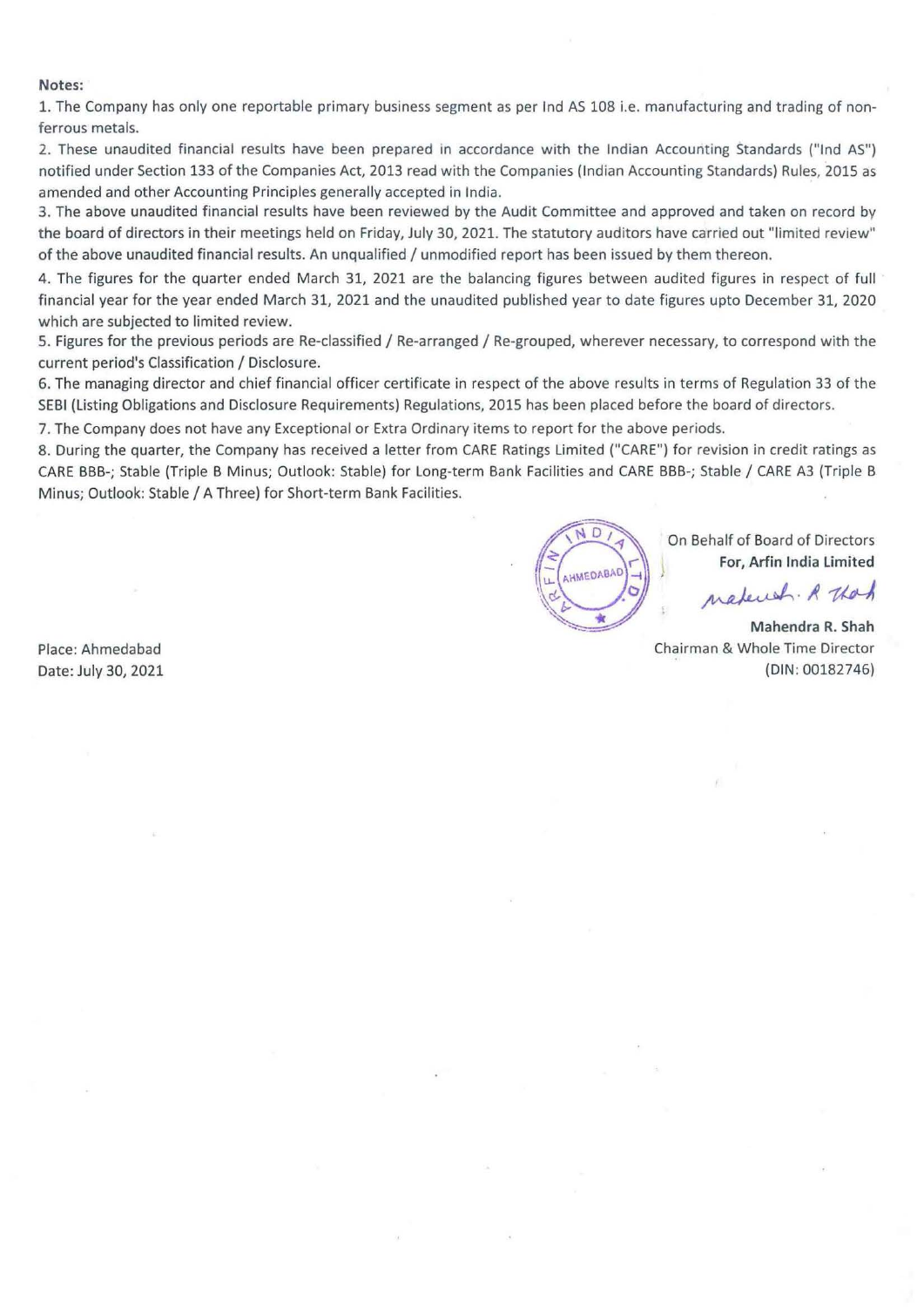**Notes:**

1. The Company has only one reportable primary business segment as per Ind AS 108 i.e. manufacturing and trading of non-ferrous metals.
2. These unaudited financial results have been prepared in accordance with the Indian Accounting Standards ("Ind AS") notified under Section 133 of the Companies Act, 2013 read with the Companies (Indian Accounting Standards) Rules, 2015 as amended and other Accounting Principles generally accepted in India.
3. The above unaudited financial results have been reviewed by the Audit Committee and approved and taken on record by the board of directors in their meetings held on Friday, July 30, 2021. The statutory auditors have carried out "limited review" of the above unaudited financial results. An unqualified / unmodified report has been issued by them thereon.
4. The figures for the quarter ended March 31, 2021 are the balancing figures between audited figures in respect of full financial year for the year ended March 31, 2021 and the unaudited published year to date figures upto December 31, 2020 which are subjected to limited review.
5. Figures for the previous periods are Re-classified / Re-arranged / Re-grouped, wherever necessary, to correspond with the current period's Classification / Disclosure.
6. The managing director and chief financial officer certificate in respect of the above results in terms of Regulation 33 of the SEBI (Listing Obligations and Disclosure Requirements) Regulations, 2015 has been placed before the board of directors.
7. The Company does not have any Exceptional or Extra Ordinary items to report for the above periods.
8. During the quarter, the Company has received a letter from CARE Ratings Limited ("CARE") for revision in credit ratings as CARE BBB-; Stable (Triple B Minus; Outlook: Stable) for Long-term Bank Facilities and CARE BBB-; Stable / CARE A3 (Triple B Minus; Outlook: Stable / A Three) for Short-term Bank Facilities.

On Behalf of Board of Directors
**For, Arfin India Limited**

**Mahendra R. Shah**
Chairman & Whole Time Director
(DIN: 00182746)

Place: Ahmedabad
Date: July 30, 2021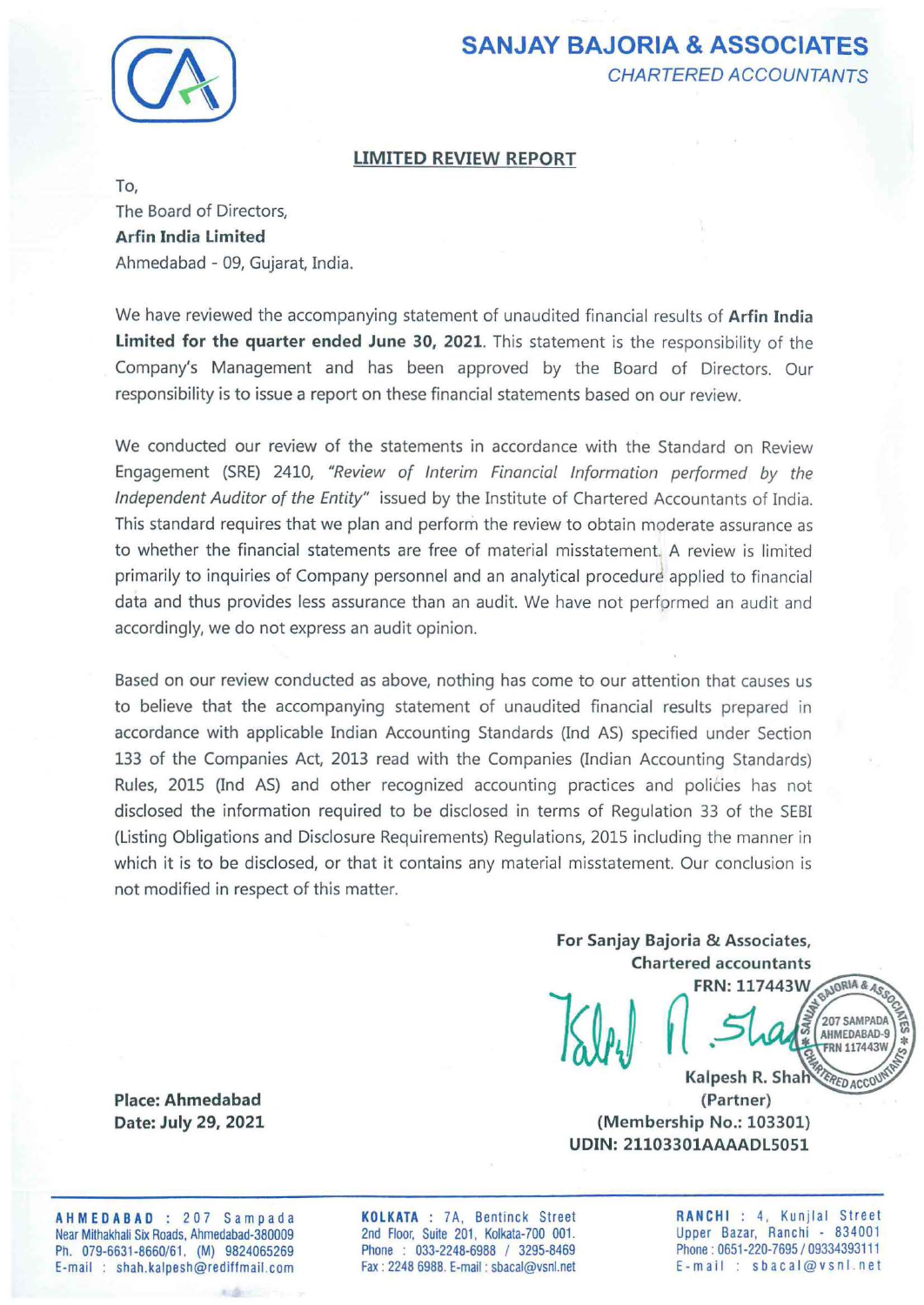# SANJAY BAJORIA & ASSOCIATES

*CHARTERED ACCOUNTANTS*

## LIMITED REVIEW REPORT

To,
The Board of Directors,
**Arfin India Limited**
Ahmedabad - 09, Gujarat, India.

We have reviewed the accompanying statement of unaudited financial results of **Arfin India Limited for the quarter ended June 30, 2021**. This statement is the responsibility of the Company's Management and has been approved by the Board of Directors. Our responsibility is to issue a report on these financial statements based on our review.

We conducted our review of the statements in accordance with the Standard on Review Engagement (SRE) 2410, *"Review of Interim Financial Information performed by the Independent Auditor of the Entity"* issued by the Institute of Chartered Accountants of India. This standard requires that we plan and perform the review to obtain moderate assurance as to whether the financial statements are free of material misstatement. A review is limited primarily to inquiries of Company personnel and an analytical procedure applied to financial data and thus provides less assurance than an audit. We have not performed an audit and accordingly, we do not express an audit opinion.

Based on our review conducted as above, nothing has come to our attention that causes us to believe that the accompanying statement of unaudited financial results prepared in accordance with applicable Indian Accounting Standards (Ind AS) specified under Section 133 of the Companies Act, 2013 read with the Companies (Indian Accounting Standards) Rules, 2015 (Ind AS) and other recognized accounting practices and policies has not disclosed the information required to be disclosed in terms of Regulation 33 of the SEBI (Listing Obligations and Disclosure Requirements) Regulations, 2015 including the manner in which it is to be disclosed, or that it contains any material misstatement. Our conclusion is not modified in respect of this matter.

**For Sanjay Bajoria & Associates,**
**Chartered accountants**
**FRN: 117443W**

**Kalpesh R. Shah**
**(Partner)**
**(Membership No.: 103301)**
**UDIN: 21103301AAAADL5051**

**Place: Ahmedabad**
**Date: July 29, 2021**

**AHMEDABAD** : 207 Sampada Near Mithakhali Six Roads, Ahmedabad-380009 Ph. 079-6631-8660/61, (M) 9824065269 E-mail : shah.kalpesh@rediffmail.com

**KOLKATA** : 7A, Bentinck Street 2nd Floor, Suite 201, Kolkata-700 001. Phone : 033-2248-6988 / 3295-8469 Fax : 2248 6988. E-mail : sbacal@vsnl.net

**RANCHI** : 4, Kunjlal Street Upper Bazar, Ranchi - 834001 Phone : 0651-220-7695 / 09334393111 E-mail : sbacal@vsnl.net